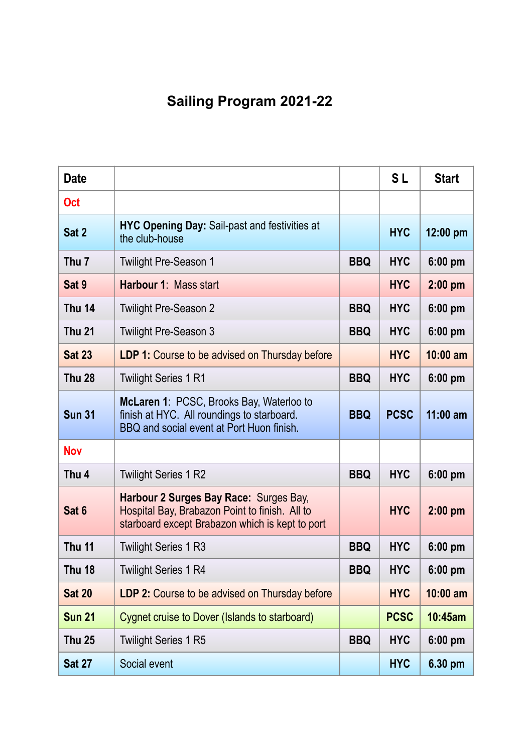# Sailing Program 2021-22

| Date | | | S L | Start |
|---|---|---|---|---|
| **Oct** | | | | |
| **Sat 2** | **HYC Opening Day:** Sail-past and festivities at the club-house | | **HYC** | **12:00 pm** |
| **Thu 7** | Twilight Pre-Season 1 | **BBQ** | **HYC** | **6:00 pm** |
| **Sat 9** | **Harbour 1**: Mass start | | **HYC** | **2:00 pm** |
| **Thu 14** | Twilight Pre-Season 2 | **BBQ** | **HYC** | **6:00 pm** |
| **Thu 21** | Twilight Pre-Season 3 | **BBQ** | **HYC** | **6:00 pm** |
| **Sat 23** | **LDP 1:** Course to be advised on Thursday before | | **HYC** | **10:00 am** |
| **Thu 28** | Twilight Series 1 R1 | **BBQ** | **HYC** | **6:00 pm** |
| **Sun 31** | **McLaren 1**: PCSC, Brooks Bay, Waterloo to finish at HYC. All roundings to starboard. BBQ and social event at Port Huon finish. | **BBQ** | **PCSC** | **11:00 am** |
| **Nov** | | | | |
| **Thu 4** | Twilight Series 1 R2 | **BBQ** | **HYC** | **6:00 pm** |
| **Sat 6** | **Harbour 2 Surges Bay Race:** Surges Bay, Hospital Bay, Brabazon Point to finish. All to starboard except Brabazon which is kept to port | | **HYC** | **2:00 pm** |
| **Thu 11** | Twilight Series 1 R3 | **BBQ** | **HYC** | **6:00 pm** |
| **Thu 18** | Twilight Series 1 R4 | **BBQ** | **HYC** | **6:00 pm** |
| **Sat 20** | **LDP 2:** Course to be advised on Thursday before | | **HYC** | **10:00 am** |
| **Sun 21** | Cygnet cruise to Dover (Islands to starboard) | | **PCSC** | **10:45am** |
| **Thu 25** | Twilight Series 1 R5 | **BBQ** | **HYC** | **6:00 pm** |
| **Sat 27** | Social event | | **HYC** | **6.30 pm** |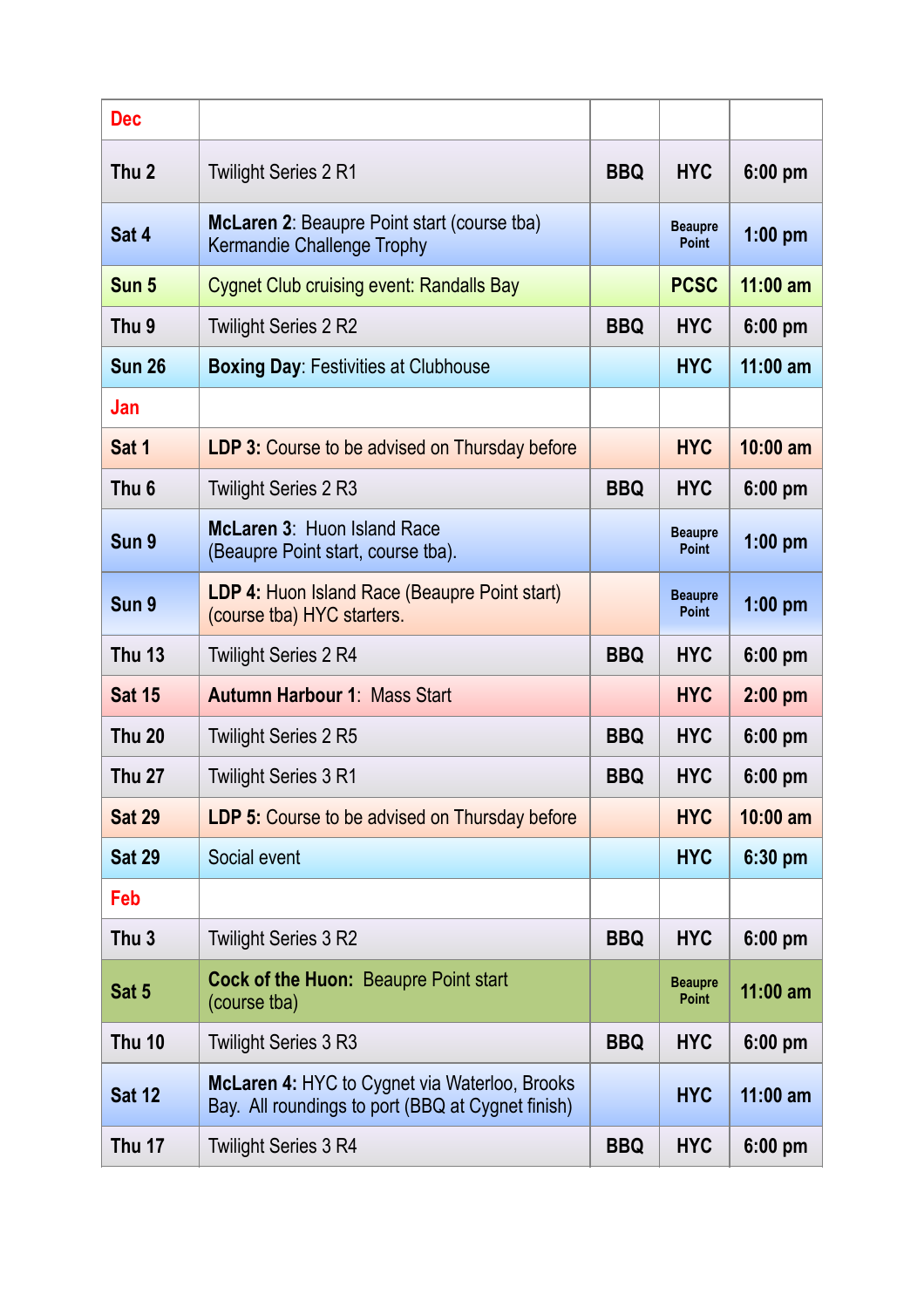| **Dec** | | | | |
|---|---|---|---|---|
| **Thu 2** | Twilight Series 2 R1 | **BBQ** | **HYC** | **6:00 pm** |
| **Sat 4** | **McLaren 2**: Beaupre Point start (course tba) Kermandie Challenge Trophy | | **Beaupre Point** | **1:00 pm** |
| **Sun 5** | Cygnet Club cruising event: Randalls Bay | | **PCSC** | **11:00 am** |
| **Thu 9** | Twilight Series 2 R2 | **BBQ** | **HYC** | **6:00 pm** |
| **Sun 26** | **Boxing Day**: Festivities at Clubhouse | | **HYC** | **11:00 am** |
| **Jan** | | | | |
| **Sat 1** | **LDP 3:** Course to be advised on Thursday before | | **HYC** | **10:00 am** |
| **Thu 6** | Twilight Series 2 R3 | **BBQ** | **HYC** | **6:00 pm** |
| **Sun 9** | **McLaren 3**: Huon Island Race (Beaupre Point start, course tba). | | **Beaupre Point** | **1:00 pm** |
| **Sun 9** | **LDP 4:** Huon Island Race (Beaupre Point start) (course tba) HYC starters. | | **Beaupre Point** | **1:00 pm** |
| **Thu 13** | Twilight Series 2 R4 | **BBQ** | **HYC** | **6:00 pm** |
| **Sat 15** | **Autumn Harbour 1**: Mass Start | | **HYC** | **2:00 pm** |
| **Thu 20** | Twilight Series 2 R5 | **BBQ** | **HYC** | **6:00 pm** |
| **Thu 27** | Twilight Series 3 R1 | **BBQ** | **HYC** | **6:00 pm** |
| **Sat 29** | **LDP 5:** Course to be advised on Thursday before | | **HYC** | **10:00 am** |
| **Sat 29** | Social event | | **HYC** | **6:30 pm** |
| **Feb** | | | | |
| **Thu 3** | Twilight Series 3 R2 | **BBQ** | **HYC** | **6:00 pm** |
| **Sat 5** | **Cock of the Huon:** Beaupre Point start (course tba) | | **Beaupre Point** | **11:00 am** |
| **Thu 10** | Twilight Series 3 R3 | **BBQ** | **HYC** | **6:00 pm** |
| **Sat 12** | **McLaren 4:** HYC to Cygnet via Waterloo, Brooks Bay. All roundings to port (BBQ at Cygnet finish) | | **HYC** | **11:00 am** |
| **Thu 17** | Twilight Series 3 R4 | **BBQ** | **HYC** | **6:00 pm** |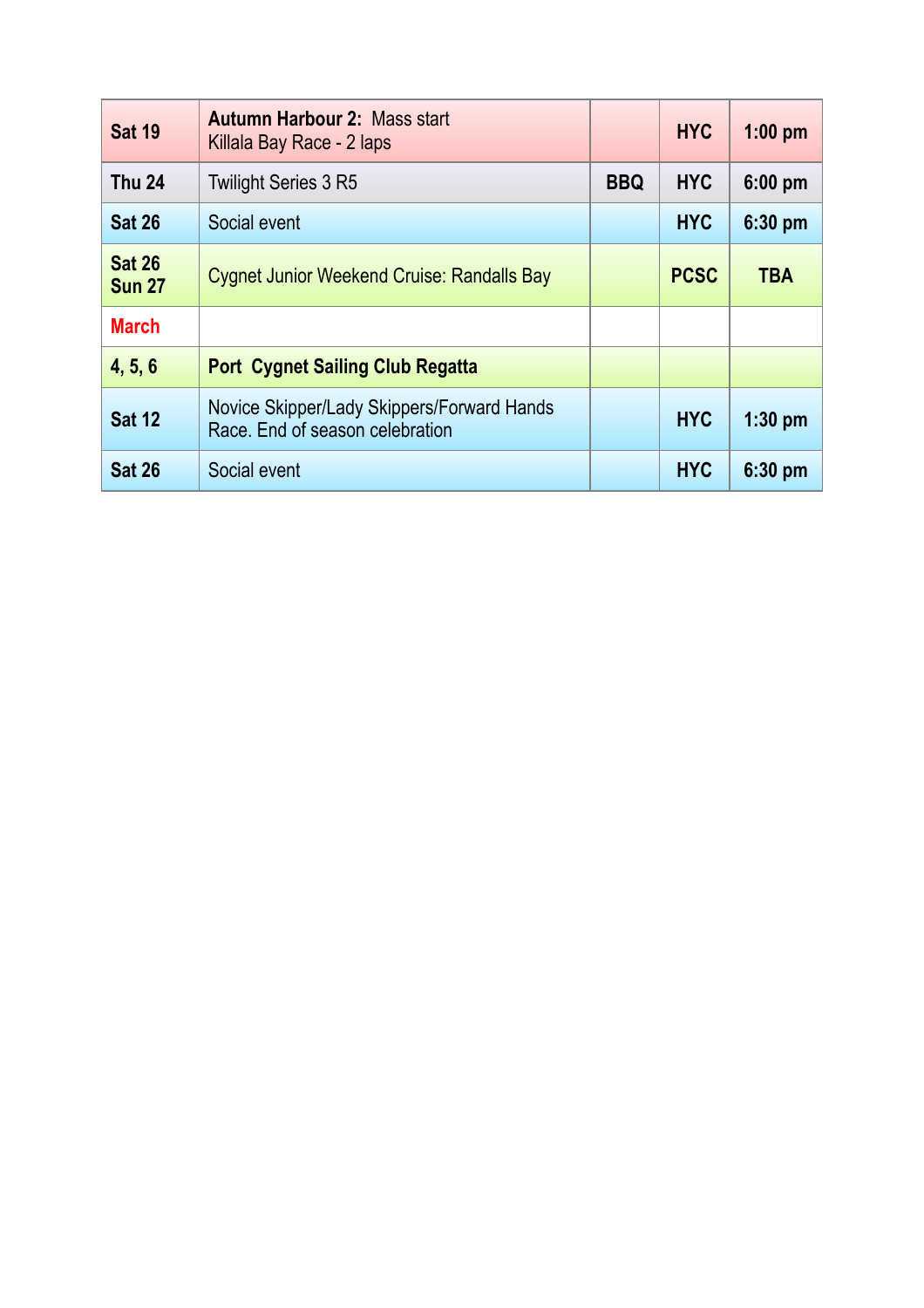| | | | | |
|---|---|---|---|---|
| **Sat 19** | **Autumn Harbour 2:** Mass start Killala Bay Race - 2 laps | | **HYC** | **1:00 pm** |
| **Thu 24** | Twilight Series 3 R5 | **BBQ** | **HYC** | **6:00 pm** |
| **Sat 26** | Social event | | **HYC** | **6:30 pm** |
| **Sat 26 Sun 27** | Cygnet Junior Weekend Cruise: Randalls Bay | | **PCSC** | **TBA** |
| **March** | | | | |
| **4, 5, 6** | **Port Cygnet Sailing Club Regatta** | | | |
| **Sat 12** | Novice Skipper/Lady Skippers/Forward Hands Race. End of season celebration | | **HYC** | **1:30 pm** |
| **Sat 26** | Social event | | **HYC** | **6:30 pm** |